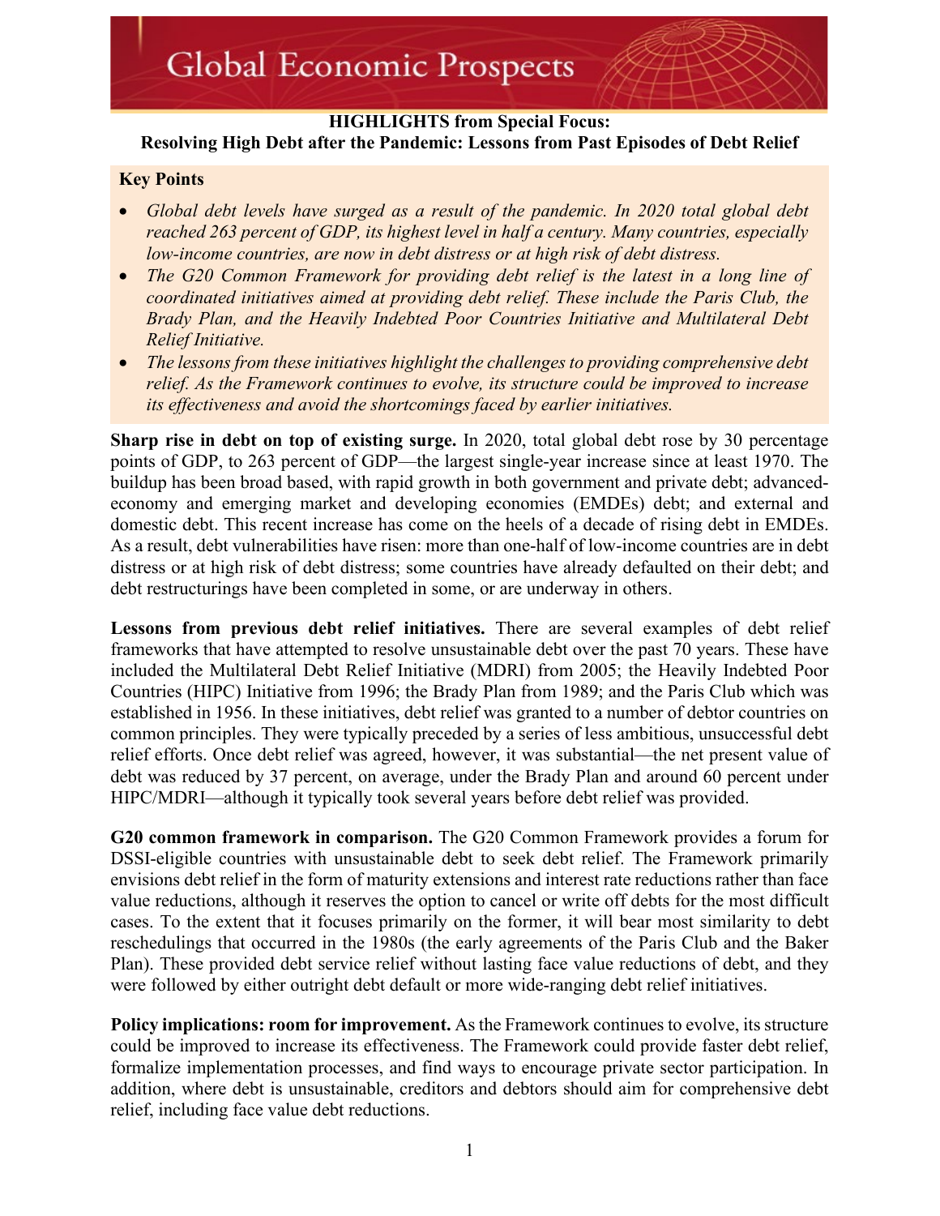# Global Economic Prospects

## HIGHLIGHTS from Special Focus: Resolving High Debt after the Pandemic: Lessons from Past Episodes of Debt Relief

**Key Points**

- *Global debt levels have surged as a result of the pandemic. In 2020 total global debt reached 263 percent of GDP, its highest level in half a century. Many countries, especially low-income countries, are now in debt distress or at high risk of debt distress.*
- *The G20 Common Framework for providing debt relief is the latest in a long line of coordinated initiatives aimed at providing debt relief. These include the Paris Club, the Brady Plan, and the Heavily Indebted Poor Countries Initiative and Multilateral Debt Relief Initiative.*
- *The lessons from these initiatives highlight the challenges to providing comprehensive debt relief. As the Framework continues to evolve, its structure could be improved to increase its effectiveness and avoid the shortcomings faced by earlier initiatives.*

**Sharp rise in debt on top of existing surge.** In 2020, total global debt rose by 30 percentage points of GDP, to 263 percent of GDP—the largest single-year increase since at least 1970. The buildup has been broad based, with rapid growth in both government and private debt; advanced-economy and emerging market and developing economies (EMDEs) debt; and external and domestic debt. This recent increase has come on the heels of a decade of rising debt in EMDEs. As a result, debt vulnerabilities have risen: more than one-half of low-income countries are in debt distress or at high risk of debt distress; some countries have already defaulted on their debt; and debt restructurings have been completed in some, or are underway in others.

**Lessons from previous debt relief initiatives.** There are several examples of debt relief frameworks that have attempted to resolve unsustainable debt over the past 70 years. These have included the Multilateral Debt Relief Initiative (MDRI) from 2005; the Heavily Indebted Poor Countries (HIPC) Initiative from 1996; the Brady Plan from 1989; and the Paris Club which was established in 1956. In these initiatives, debt relief was granted to a number of debtor countries on common principles. They were typically preceded by a series of less ambitious, unsuccessful debt relief efforts. Once debt relief was agreed, however, it was substantial—the net present value of debt was reduced by 37 percent, on average, under the Brady Plan and around 60 percent under HIPC/MDRI—although it typically took several years before debt relief was provided.

**G20 common framework in comparison.** The G20 Common Framework provides a forum for DSSI-eligible countries with unsustainable debt to seek debt relief. The Framework primarily envisions debt relief in the form of maturity extensions and interest rate reductions rather than face value reductions, although it reserves the option to cancel or write off debts for the most difficult cases. To the extent that it focuses primarily on the former, it will bear most similarity to debt reschedulings that occurred in the 1980s (the early agreements of the Paris Club and the Baker Plan). These provided debt service relief without lasting face value reductions of debt, and they were followed by either outright debt default or more wide-ranging debt relief initiatives.

**Policy implications: room for improvement.** As the Framework continues to evolve, its structure could be improved to increase its effectiveness. The Framework could provide faster debt relief, formalize implementation processes, and find ways to encourage private sector participation. In addition, where debt is unsustainable, creditors and debtors should aim for comprehensive debt relief, including face value debt reductions.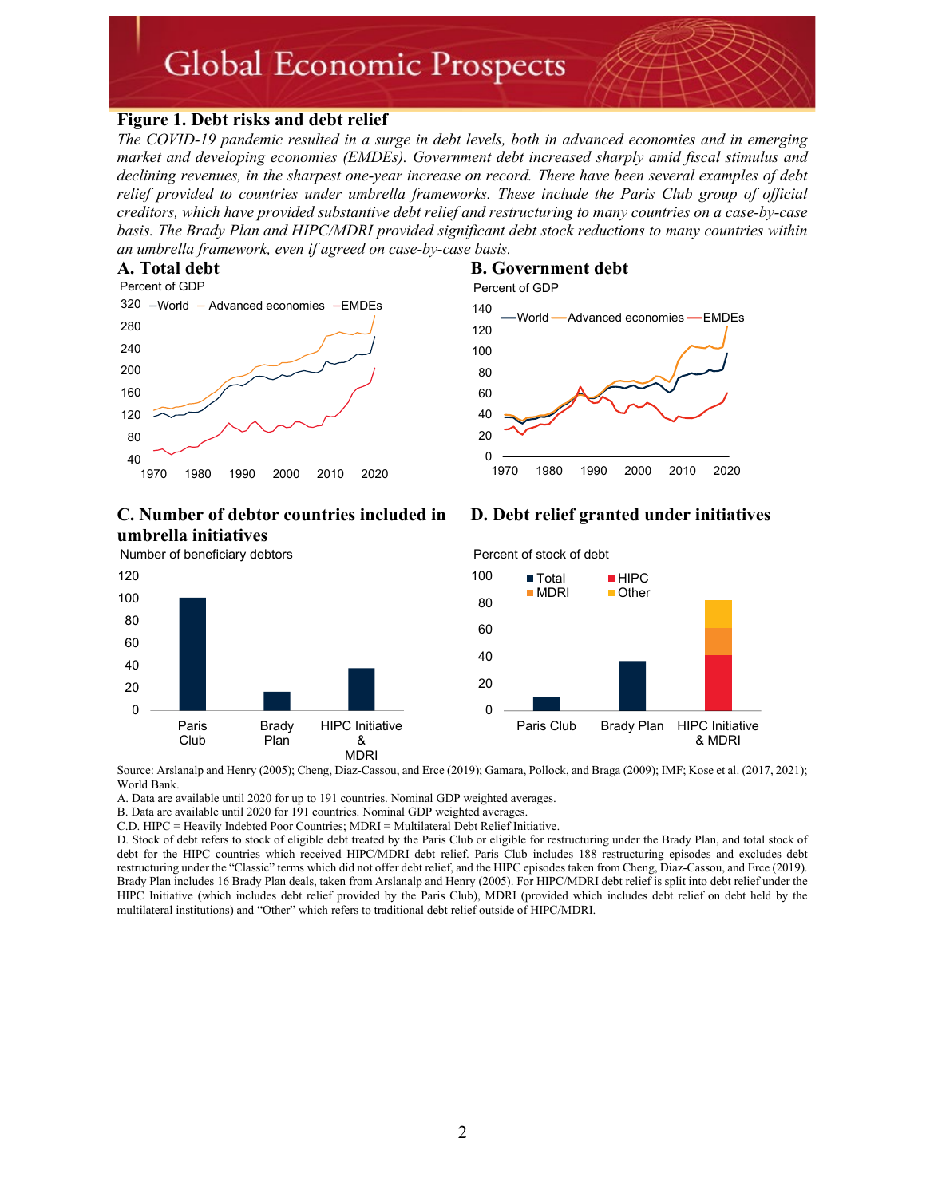## Figure 1. Debt risks and debt relief

*The COVID-19 pandemic resulted in a surge in debt levels, both in advanced economies and in emerging market and developing economies (EMDEs). Government debt increased sharply amid fiscal stimulus and declining revenues, in the sharpest one-year increase on record. There have been several examples of debt relief provided to countries under umbrella frameworks. These include the Paris Club group of official creditors, which have provided substantive debt relief and restructuring to many countries on a case-by-case basis. The Brady Plan and HIPC/MDRI provided significant debt stock reductions to many countries within an umbrella framework, even if agreed on case-by-case basis.*

### A. Total debt

Percent of GDP

World
Advanced economies
EMDEs

320
280
240
200
160
120
80
40

1970 1980 1990 2000 2010 2020

### B. Government debt

Percent of GDP

World
Advanced economies
EMDEs

140
120
100
80
60
40
20
0

1970 1980 1990 2000 2010 2020

### C. Number of debtor countries included in umbrella initiatives

Number of beneficiary debtors

120
100
80
60
40
20
0

Paris Club
Brady Plan
HIPC Initiative & MDRI

### D. Debt relief granted under initiatives

Percent of stock of debt

Total
HIPC
MDRI
Other

100
80
60
40
20
0

Paris Club
Brady Plan
HIPC Initiative & MDRI

Source: Arslanalp and Henry (2005); Cheng, Diaz-Cassou, and Erce (2019); Gamara, Pollock, and Braga (2009); IMF; Kose et al. (2017, 2021); World Bank.

A. Data are available until 2020 for up to 191 countries. Nominal GDP weighted averages.

B. Data are available until 2020 for 191 countries. Nominal GDP weighted averages.

C.D. HIPC = Heavily Indebted Poor Countries; MDRI = Multilateral Debt Relief Initiative.

D. Stock of debt refers to stock of eligible debt treated by the Paris Club or eligible for restructuring under the Brady Plan, and total stock of debt for the HIPC countries which received HIPC/MDRI debt relief. Paris Club includes 188 restructuring episodes and excludes debt restructuring under the "Classic" terms which did not offer debt relief, and the HIPC episodes taken from Cheng, Diaz-Cassou, and Erce (2019). Brady Plan includes 16 Brady Plan deals, taken from Arslanalp and Henry (2005). For HIPC/MDRI debt relief is split into debt relief under the HIPC Initiative (which includes debt relief provided by the Paris Club), MDRI (provided which includes debt relief on debt held by the multilateral institutions) and "Other" which refers to traditional debt relief outside of HIPC/MDRI.